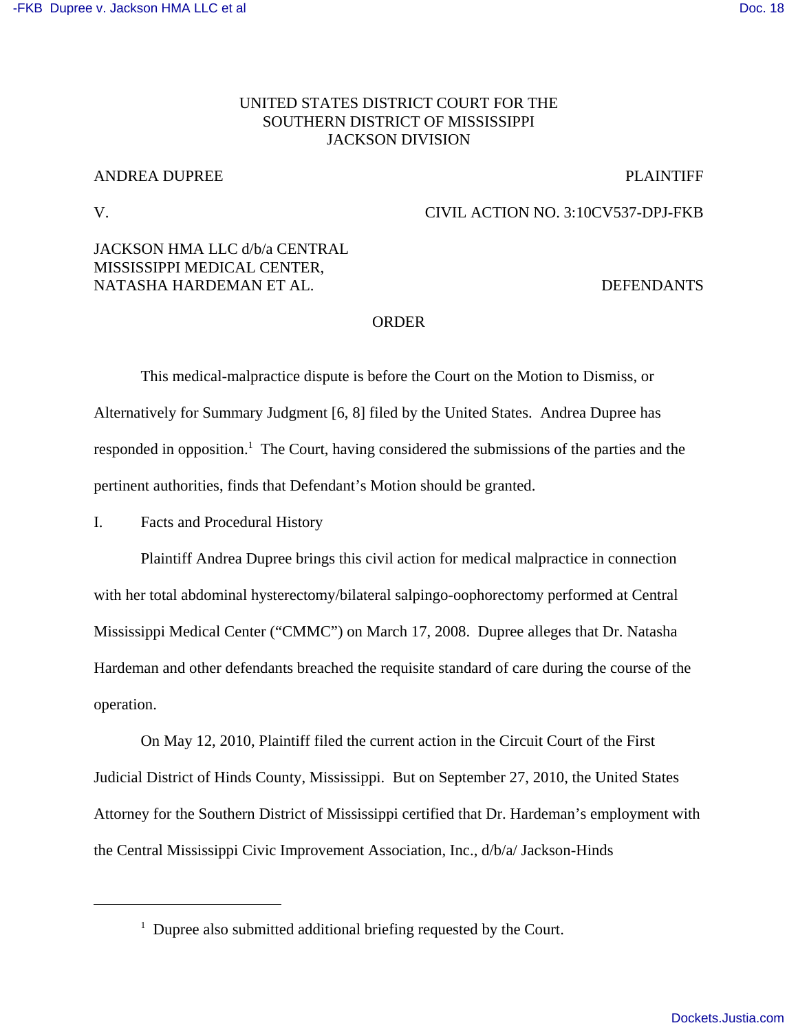UNITED STATES DISTRICT COURT FOR THE
SOUTHERN DISTRICT OF MISSISSIPPI
JACKSON DIVISION

ANDREA DUPREE PLAINTIFF

V. CIVIL ACTION NO. 3:10CV537-DPJ-FKB

JACKSON HMA LLC d/b/a CENTRAL MISSISSIPPI MEDICAL CENTER, NATASHA HARDEMAN ET AL. DEFENDANTS

ORDER

This medical-malpractice dispute is before the Court on the Motion to Dismiss, or Alternatively for Summary Judgment [6, 8] filed by the United States. Andrea Dupree has responded in opposition.[1] The Court, having considered the submissions of the parties and the pertinent authorities, finds that Defendant's Motion should be granted.

I. Facts and Procedural History

Plaintiff Andrea Dupree brings this civil action for medical malpractice in connection with her total abdominal hysterectomy/bilateral salpingo-oophorectomy performed at Central Mississippi Medical Center ("CMMC") on March 17, 2008. Dupree alleges that Dr. Natasha Hardeman and other defendants breached the requisite standard of care during the course of the operation.

On May 12, 2010, Plaintiff filed the current action in the Circuit Court of the First Judicial District of Hinds County, Mississippi. But on September 27, 2010, the United States Attorney for the Southern District of Mississippi certified that Dr. Hardeman's employment with the Central Mississippi Civic Improvement Association, Inc., d/b/a/ Jackson-Hinds

---

[1] Dupree also submitted additional briefing requested by the Court.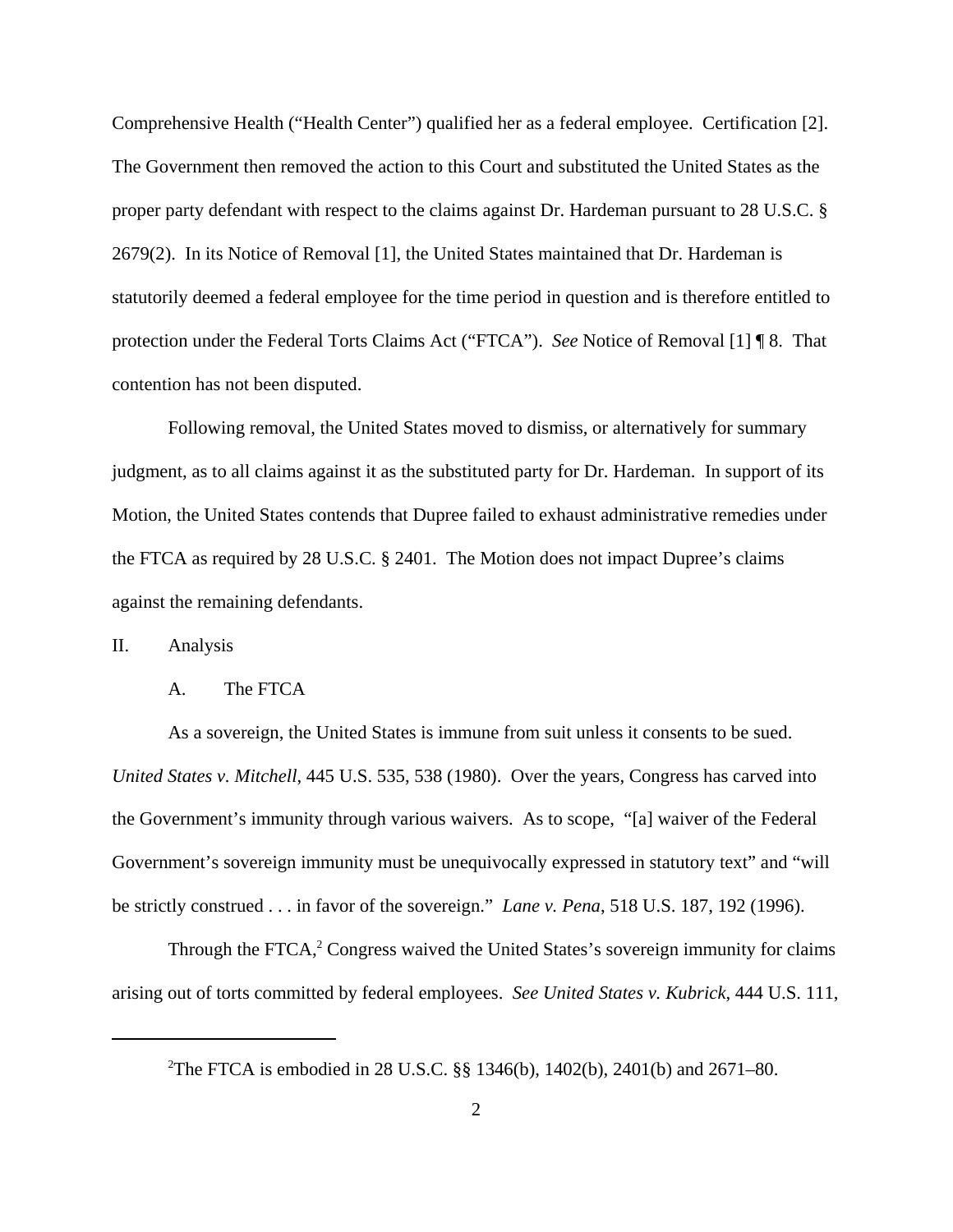Comprehensive Health ("Health Center") qualified her as a federal employee. Certification [2]. The Government then removed the action to this Court and substituted the United States as the proper party defendant with respect to the claims against Dr. Hardeman pursuant to 28 U.S.C. § 2679(2). In its Notice of Removal [1], the United States maintained that Dr. Hardeman is statutorily deemed a federal employee for the time period in question and is therefore entitled to protection under the Federal Torts Claims Act ("FTCA"). *See* Notice of Removal [1] ¶ 8. That contention has not been disputed.

Following removal, the United States moved to dismiss, or alternatively for summary judgment, as to all claims against it as the substituted party for Dr. Hardeman. In support of its Motion, the United States contends that Dupree failed to exhaust administrative remedies under the FTCA as required by 28 U.S.C. § 2401. The Motion does not impact Dupree's claims against the remaining defendants.

## II. Analysis

### A. The FTCA

As a sovereign, the United States is immune from suit unless it consents to be sued. *United States v. Mitchell*, 445 U.S. 535, 538 (1980). Over the years, Congress has carved into the Government's immunity through various waivers. As to scope, "[a] waiver of the Federal Government's sovereign immunity must be unequivocally expressed in statutory text" and "will be strictly construed . . . in favor of the sovereign." *Lane v. Pena*, 518 U.S. 187, 192 (1996).

Through the FTCA,[2] Congress waived the United States's sovereign immunity for claims arising out of torts committed by federal employees. *See United States v. Kubrick*, 444 U.S. 111,

---

[2]The FTCA is embodied in 28 U.S.C. §§ 1346(b), 1402(b), 2401(b) and 2671–80.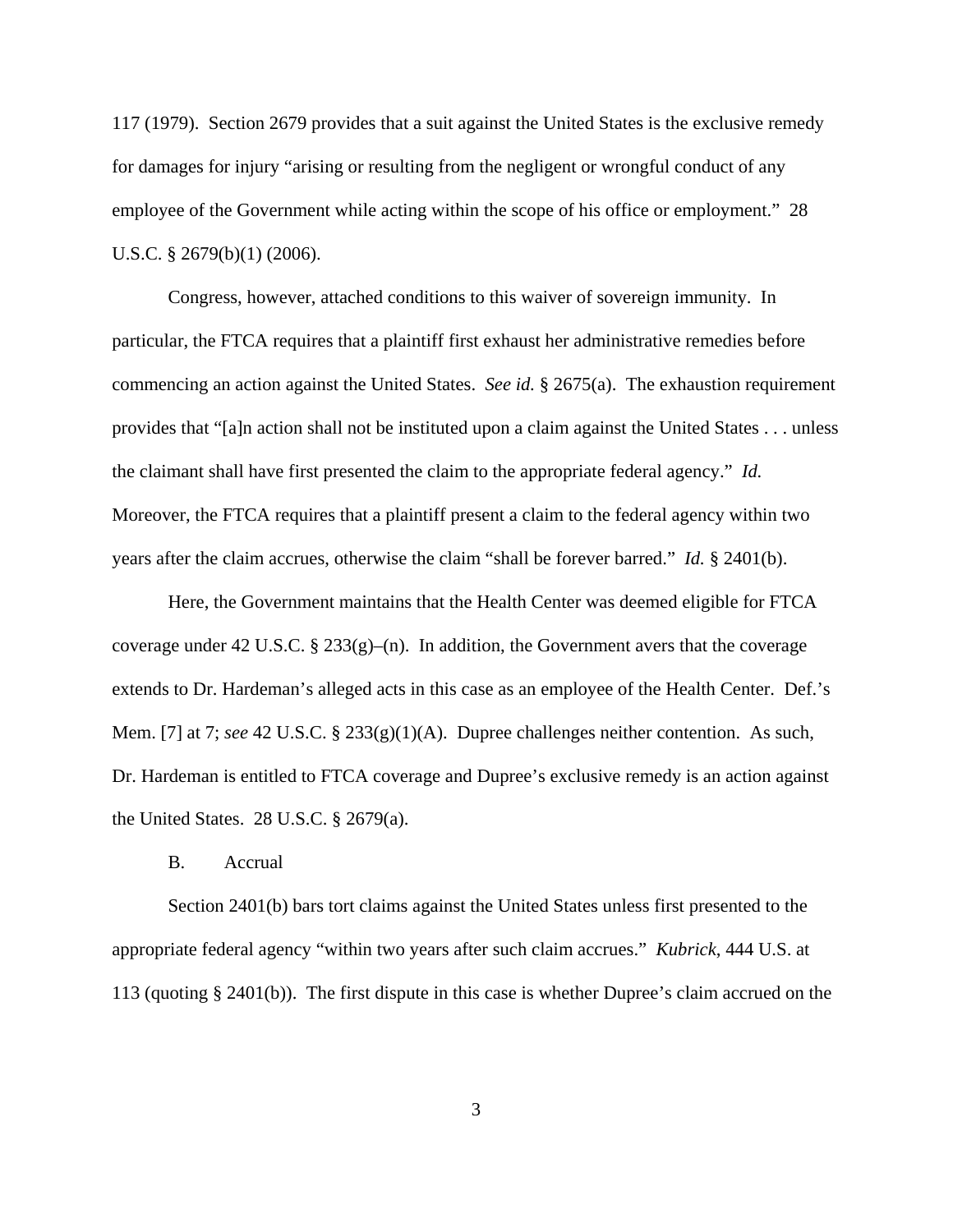117 (1979). Section 2679 provides that a suit against the United States is the exclusive remedy for damages for injury "arising or resulting from the negligent or wrongful conduct of any employee of the Government while acting within the scope of his office or employment." 28 U.S.C. § 2679(b)(1) (2006).

Congress, however, attached conditions to this waiver of sovereign immunity. In particular, the FTCA requires that a plaintiff first exhaust her administrative remedies before commencing an action against the United States. *See id.* § 2675(a). The exhaustion requirement provides that "[a]n action shall not be instituted upon a claim against the United States . . . unless the claimant shall have first presented the claim to the appropriate federal agency." *Id.* Moreover, the FTCA requires that a plaintiff present a claim to the federal agency within two years after the claim accrues, otherwise the claim "shall be forever barred." *Id.* § 2401(b).

Here, the Government maintains that the Health Center was deemed eligible for FTCA coverage under 42 U.S.C. § 233(g)–(n). In addition, the Government avers that the coverage extends to Dr. Hardeman's alleged acts in this case as an employee of the Health Center. Def.'s Mem. [7] at 7; *see* 42 U.S.C. § 233(g)(1)(A). Dupree challenges neither contention. As such, Dr. Hardeman is entitled to FTCA coverage and Dupree's exclusive remedy is an action against the United States. 28 U.S.C. § 2679(a).

B. Accrual

Section 2401(b) bars tort claims against the United States unless first presented to the appropriate federal agency "within two years after such claim accrues." *Kubrick*, 444 U.S. at 113 (quoting § 2401(b)). The first dispute in this case is whether Dupree's claim accrued on the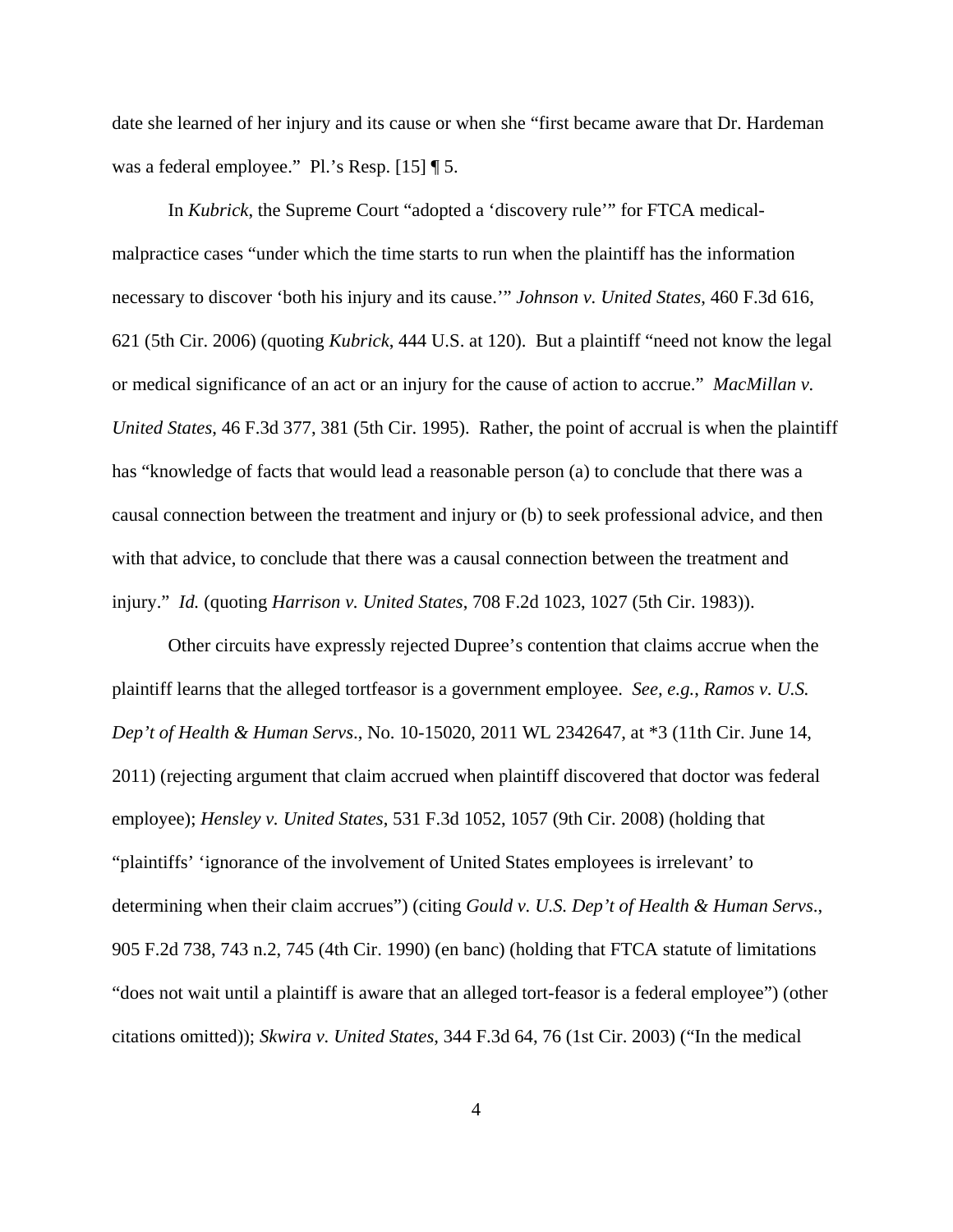date she learned of her injury and its cause or when she "first became aware that Dr. Hardeman was a federal employee." Pl.'s Resp. [15] ¶ 5.

In *Kubrick*, the Supreme Court "adopted a 'discovery rule'" for FTCA medical-malpractice cases "under which the time starts to run when the plaintiff has the information necessary to discover 'both his injury and its cause.'" *Johnson v. United States*, 460 F.3d 616, 621 (5th Cir. 2006) (quoting *Kubrick*, 444 U.S. at 120). But a plaintiff "need not know the legal or medical significance of an act or an injury for the cause of action to accrue." *MacMillan v. United States*, 46 F.3d 377, 381 (5th Cir. 1995). Rather, the point of accrual is when the plaintiff has "knowledge of facts that would lead a reasonable person (a) to conclude that there was a causal connection between the treatment and injury or (b) to seek professional advice, and then with that advice, to conclude that there was a causal connection between the treatment and injury." *Id.* (quoting *Harrison v. United States*, 708 F.2d 1023, 1027 (5th Cir. 1983)).

Other circuits have expressly rejected Dupree's contention that claims accrue when the plaintiff learns that the alleged tortfeasor is a government employee. *See, e.g.*, *Ramos v. U.S. Dep't of Health & Human Servs*., No. 10-15020, 2011 WL 2342647, at *3 (11th Cir. June 14, 2011) (rejecting argument that claim accrued when plaintiff discovered that doctor was federal employee); *Hensley v. United States*, 531 F.3d 1052, 1057 (9th Cir. 2008) (holding that "plaintiffs' 'ignorance of the involvement of United States employees is irrelevant' to determining when their claim accrues") (citing *Gould v. U.S. Dep't of Health & Human Servs*., 905 F.2d 738, 743 n.2, 745 (4th Cir. 1990) (en banc) (holding that FTCA statute of limitations "does not wait until a plaintiff is aware that an alleged tort-feasor is a federal employee") (other citations omitted)); *Skwira v. United States*, 344 F.3d 64, 76 (1st Cir. 2003) ("In the medical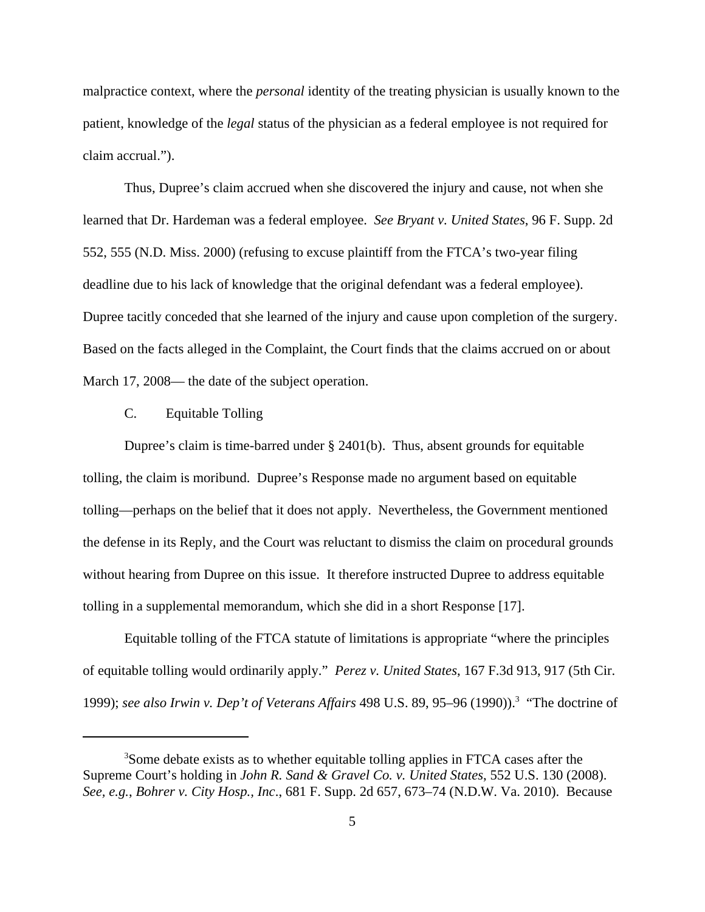malpractice context, where the *personal* identity of the treating physician is usually known to the patient, knowledge of the *legal* status of the physician as a federal employee is not required for claim accrual.").

Thus, Dupree's claim accrued when she discovered the injury and cause, not when she learned that Dr. Hardeman was a federal employee. *See Bryant v. United States*, 96 F. Supp. 2d 552, 555 (N.D. Miss. 2000) (refusing to excuse plaintiff from the FTCA's two-year filing deadline due to his lack of knowledge that the original defendant was a federal employee). Dupree tacitly conceded that she learned of the injury and cause upon completion of the surgery. Based on the facts alleged in the Complaint, the Court finds that the claims accrued on or about March 17, 2008— the date of the subject operation.

C. Equitable Tolling

Dupree's claim is time-barred under § 2401(b). Thus, absent grounds for equitable tolling, the claim is moribund. Dupree's Response made no argument based on equitable tolling—perhaps on the belief that it does not apply. Nevertheless, the Government mentioned the defense in its Reply, and the Court was reluctant to dismiss the claim on procedural grounds without hearing from Dupree on this issue. It therefore instructed Dupree to address equitable tolling in a supplemental memorandum, which she did in a short Response [17].

Equitable tolling of the FTCA statute of limitations is appropriate "where the principles of equitable tolling would ordinarily apply." *Perez v. United States*, 167 F.3d 913, 917 (5th Cir. 1999); *see also Irwin v. Dep't of Veterans Affairs* 498 U.S. 89, 95–96 (1990)).[3] "The doctrine of

[3]Some debate exists as to whether equitable tolling applies in FTCA cases after the Supreme Court's holding in *John R. Sand & Gravel Co. v. United States*, 552 U.S. 130 (2008). *See, e.g.*, *Bohrer v. City Hosp., Inc*., 681 F. Supp. 2d 657, 673–74 (N.D.W. Va. 2010). Because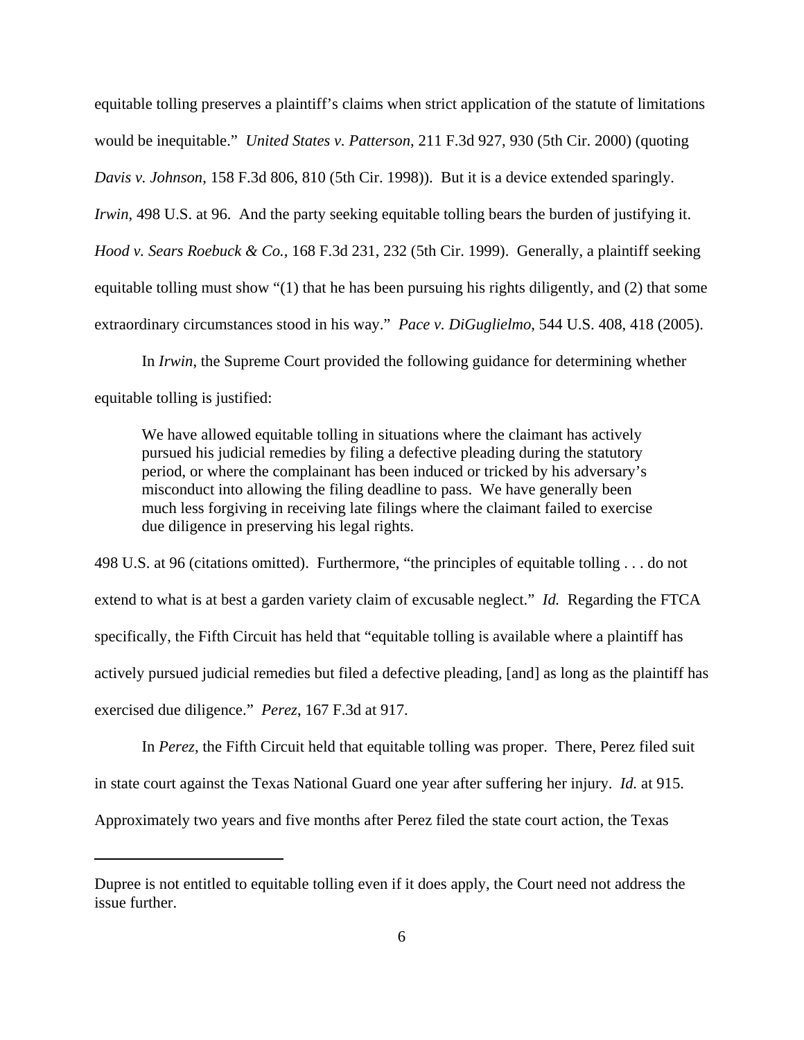equitable tolling preserves a plaintiff's claims when strict application of the statute of limitations would be inequitable." *United States v. Patterson*, 211 F.3d 927, 930 (5th Cir. 2000) (quoting *Davis v. Johnson*, 158 F.3d 806, 810 (5th Cir. 1998)). But it is a device extended sparingly. *Irwin*, 498 U.S. at 96. And the party seeking equitable tolling bears the burden of justifying it. *Hood v. Sears Roebuck & Co.*, 168 F.3d 231, 232 (5th Cir. 1999). Generally, a plaintiff seeking equitable tolling must show "(1) that he has been pursuing his rights diligently, and (2) that some extraordinary circumstances stood in his way." *Pace v. DiGuglielmo*, 544 U.S. 408, 418 (2005).

In *Irwin*, the Supreme Court provided the following guidance for determining whether equitable tolling is justified:

> We have allowed equitable tolling in situations where the claimant has actively pursued his judicial remedies by filing a defective pleading during the statutory period, or where the complainant has been induced or tricked by his adversary's misconduct into allowing the filing deadline to pass. We have generally been much less forgiving in receiving late filings where the claimant failed to exercise due diligence in preserving his legal rights.

498 U.S. at 96 (citations omitted). Furthermore, "the principles of equitable tolling . . . do not extend to what is at best a garden variety claim of excusable neglect." *Id.* Regarding the FTCA specifically, the Fifth Circuit has held that "equitable tolling is available where a plaintiff has actively pursued judicial remedies but filed a defective pleading, [and] as long as the plaintiff has exercised due diligence." *Perez*, 167 F.3d at 917.

In *Perez*, the Fifth Circuit held that equitable tolling was proper. There, Perez filed suit in state court against the Texas National Guard one year after suffering her injury. *Id.* at 915. Approximately two years and five months after Perez filed the state court action, the Texas

---

Dupree is not entitled to equitable tolling even if it does apply, the Court need not address the issue further.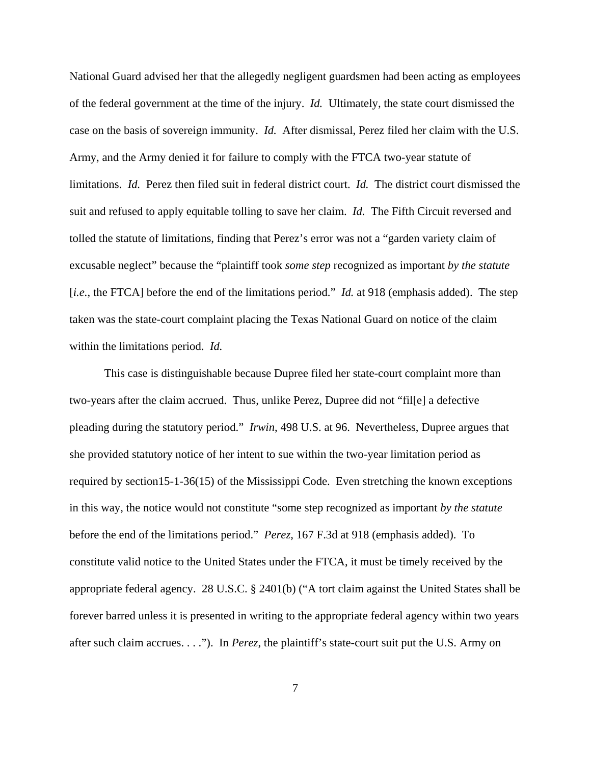National Guard advised her that the allegedly negligent guardsmen had been acting as employees of the federal government at the time of the injury. *Id.* Ultimately, the state court dismissed the case on the basis of sovereign immunity. *Id.* After dismissal, Perez filed her claim with the U.S. Army, and the Army denied it for failure to comply with the FTCA two-year statute of limitations. *Id.* Perez then filed suit in federal district court. *Id.* The district court dismissed the suit and refused to apply equitable tolling to save her claim. *Id.* The Fifth Circuit reversed and tolled the statute of limitations, finding that Perez's error was not a "garden variety claim of excusable neglect" because the "plaintiff took *some step* recognized as important *by the statute* [*i.e.*, the FTCA] before the end of the limitations period." *Id.* at 918 (emphasis added). The step taken was the state-court complaint placing the Texas National Guard on notice of the claim within the limitations period. *Id.*

This case is distinguishable because Dupree filed her state-court complaint more than two-years after the claim accrued. Thus, unlike Perez, Dupree did not "fil[e] a defective pleading during the statutory period." *Irwin*, 498 U.S. at 96. Nevertheless, Dupree argues that she provided statutory notice of her intent to sue within the two-year limitation period as required by section15-1-36(15) of the Mississippi Code. Even stretching the known exceptions in this way, the notice would not constitute "some step recognized as important *by the statute* before the end of the limitations period." *Perez*, 167 F.3d at 918 (emphasis added). To constitute valid notice to the United States under the FTCA, it must be timely received by the appropriate federal agency. 28 U.S.C. § 2401(b) ("A tort claim against the United States shall be forever barred unless it is presented in writing to the appropriate federal agency within two years after such claim accrues. . . ."). In *Perez*, the plaintiff's state-court suit put the U.S. Army on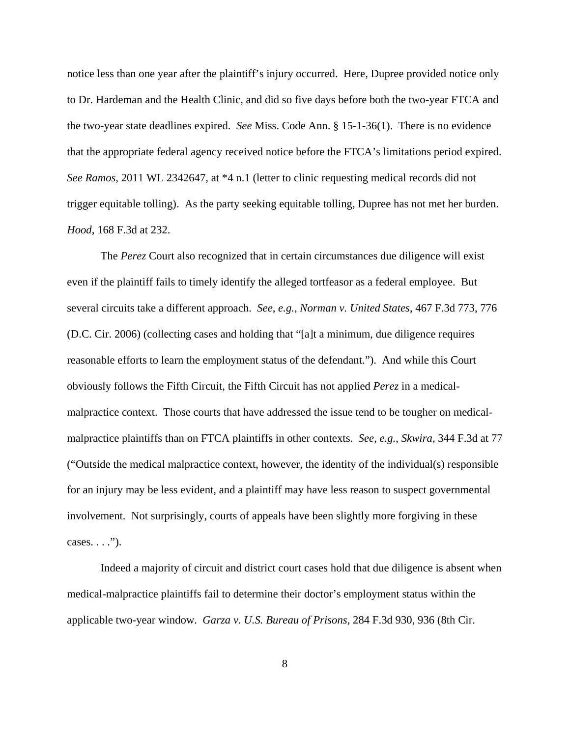notice less than one year after the plaintiff's injury occurred. Here, Dupree provided notice only to Dr. Hardeman and the Health Clinic, and did so five days before both the two-year FTCA and the two-year state deadlines expired. *See* Miss. Code Ann. § 15-1-36(1). There is no evidence that the appropriate federal agency received notice before the FTCA's limitations period expired. *See Ramos*, 2011 WL 2342647, at *4 n.1 (letter to clinic requesting medical records did not trigger equitable tolling). As the party seeking equitable tolling, Dupree has not met her burden. *Hood*, 168 F.3d at 232.

The *Perez* Court also recognized that in certain circumstances due diligence will exist even if the plaintiff fails to timely identify the alleged tortfeasor as a federal employee. But several circuits take a different approach. *See, e.g.*, *Norman v. United States*, 467 F.3d 773, 776 (D.C. Cir. 2006) (collecting cases and holding that "[a]t a minimum, due diligence requires reasonable efforts to learn the employment status of the defendant."). And while this Court obviously follows the Fifth Circuit, the Fifth Circuit has not applied *Perez* in a medical-malpractice context. Those courts that have addressed the issue tend to be tougher on medical-malpractice plaintiffs than on FTCA plaintiffs in other contexts. *See*, *e.g.*, *Skwira*, 344 F.3d at 77 ("Outside the medical malpractice context, however, the identity of the individual(s) responsible for an injury may be less evident, and a plaintiff may have less reason to suspect governmental involvement. Not surprisingly, courts of appeals have been slightly more forgiving in these cases. . . .").

Indeed a majority of circuit and district court cases hold that due diligence is absent when medical-malpractice plaintiffs fail to determine their doctor's employment status within the applicable two-year window. *Garza v. U.S. Bureau of Prisons*, 284 F.3d 930, 936 (8th Cir.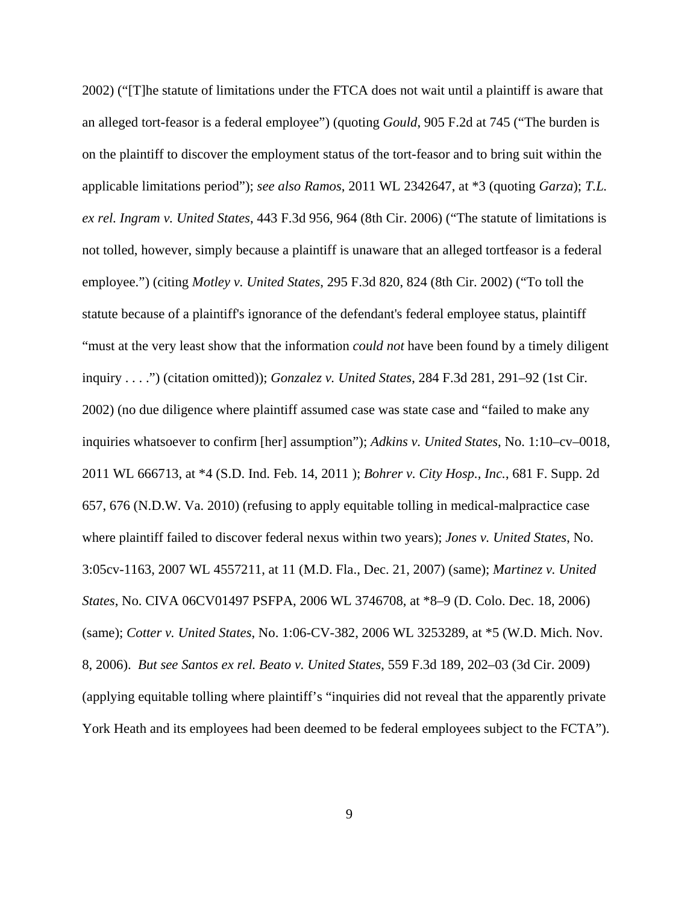2002) ("[T]he statute of limitations under the FTCA does not wait until a plaintiff is aware that an alleged tort-feasor is a federal employee") (quoting *Gould*, 905 F.2d at 745 ("The burden is on the plaintiff to discover the employment status of the tort-feasor and to bring suit within the applicable limitations period"); *see also Ramos*, 2011 WL 2342647, at *3 (quoting *Garza*); *T.L. ex rel. Ingram v. United States*, 443 F.3d 956, 964 (8th Cir. 2006) ("The statute of limitations is not tolled, however, simply because a plaintiff is unaware that an alleged tortfeasor is a federal employee.") (citing *Motley v. United States*, 295 F.3d 820, 824 (8th Cir. 2002) ("To toll the statute because of a plaintiff's ignorance of the defendant's federal employee status, plaintiff "must at the very least show that the information *could not* have been found by a timely diligent inquiry . . . .") (citation omitted)); *Gonzalez v. United States*, 284 F.3d 281, 291–92 (1st Cir. 2002) (no due diligence where plaintiff assumed case was state case and "failed to make any inquiries whatsoever to confirm [her] assumption"); *Adkins v. United States*, No. 1:10–cv–0018, 2011 WL 666713, at *4 (S.D. Ind. Feb. 14, 2011 ); *Bohrer v. City Hosp., Inc.*, 681 F. Supp. 2d 657, 676 (N.D.W. Va. 2010) (refusing to apply equitable tolling in medical-malpractice case where plaintiff failed to discover federal nexus within two years); *Jones v. United States*, No. 3:05cv-1163, 2007 WL 4557211, at 11 (M.D. Fla., Dec. 21, 2007) (same); *Martinez v. United States*, No. CIVA 06CV01497 PSFPA, 2006 WL 3746708, at *8–9 (D. Colo. Dec. 18, 2006) (same); *Cotter v. United States*, No. 1:06-CV-382, 2006 WL 3253289, at *5 (W.D. Mich. Nov. 8, 2006). *But see Santos ex rel. Beato v. United States*, 559 F.3d 189, 202–03 (3d Cir. 2009) (applying equitable tolling where plaintiff's "inquiries did not reveal that the apparently private York Heath and its employees had been deemed to be federal employees subject to the FCTA").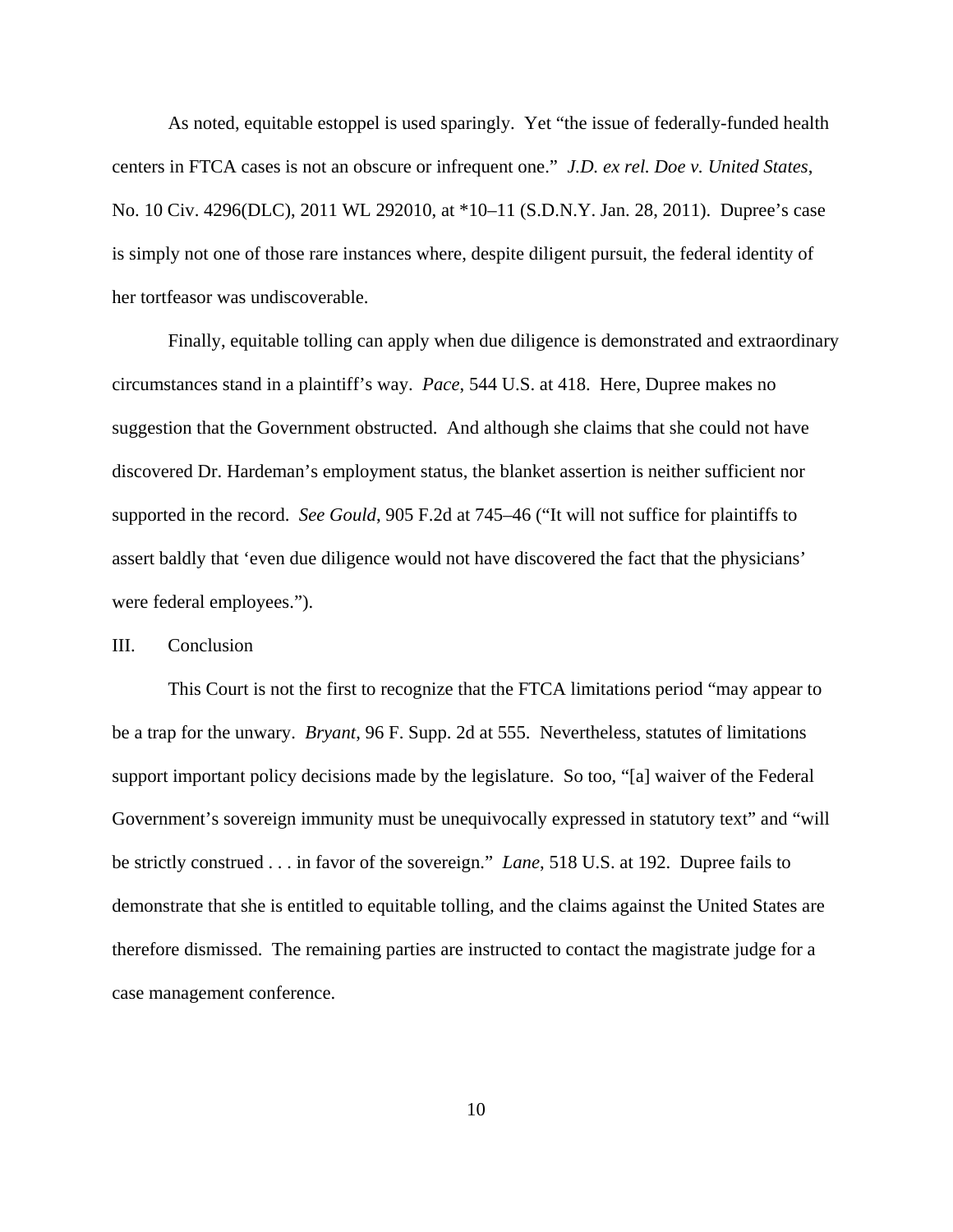As noted, equitable estoppel is used sparingly. Yet "the issue of federally-funded health centers in FTCA cases is not an obscure or infrequent one." *J.D. ex rel. Doe v. United States*, No. 10 Civ. 4296(DLC), 2011 WL 292010, at *10–11 (S.D.N.Y. Jan. 28, 2011). Dupree's case is simply not one of those rare instances where, despite diligent pursuit, the federal identity of her tortfeasor was undiscoverable.

Finally, equitable tolling can apply when due diligence is demonstrated and extraordinary circumstances stand in a plaintiff's way. *Pace*, 544 U.S. at 418. Here, Dupree makes no suggestion that the Government obstructed. And although she claims that she could not have discovered Dr. Hardeman's employment status, the blanket assertion is neither sufficient nor supported in the record. *See Gould*, 905 F.2d at 745–46 ("It will not suffice for plaintiffs to assert baldly that 'even due diligence would not have discovered the fact that the physicians' were federal employees.").

## III. Conclusion

This Court is not the first to recognize that the FTCA limitations period "may appear to be a trap for the unwary. *Bryant*, 96 F. Supp. 2d at 555. Nevertheless, statutes of limitations support important policy decisions made by the legislature. So too, "[a] waiver of the Federal Government's sovereign immunity must be unequivocally expressed in statutory text" and "will be strictly construed . . . in favor of the sovereign." *Lane*, 518 U.S. at 192. Dupree fails to demonstrate that she is entitled to equitable tolling, and the claims against the United States are therefore dismissed. The remaining parties are instructed to contact the magistrate judge for a case management conference.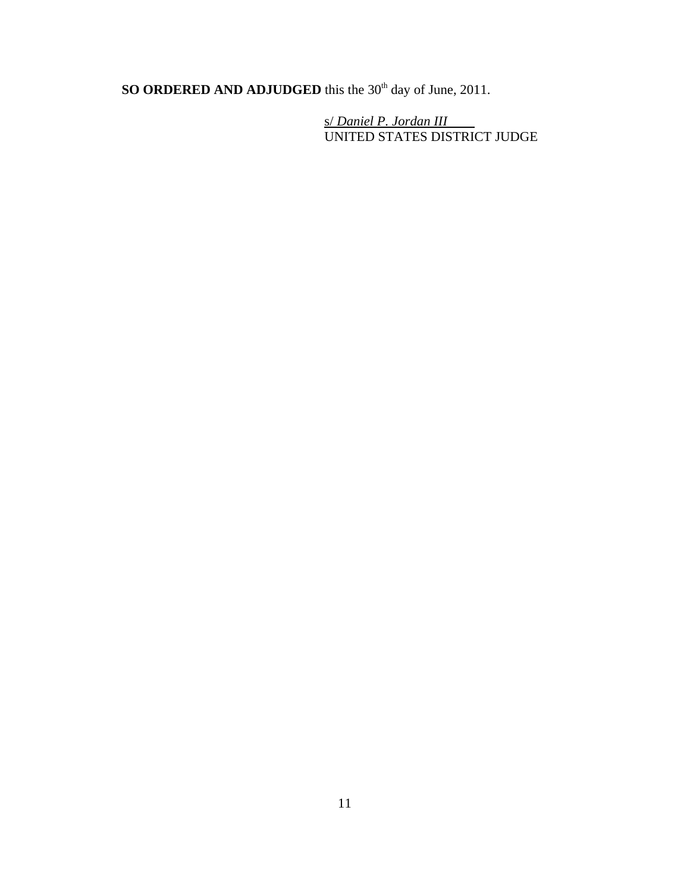**SO ORDERED AND ADJUDGED** this the 30th day of June, 2011.

s/ *Daniel P. Jordan III*
UNITED STATES DISTRICT JUDGE